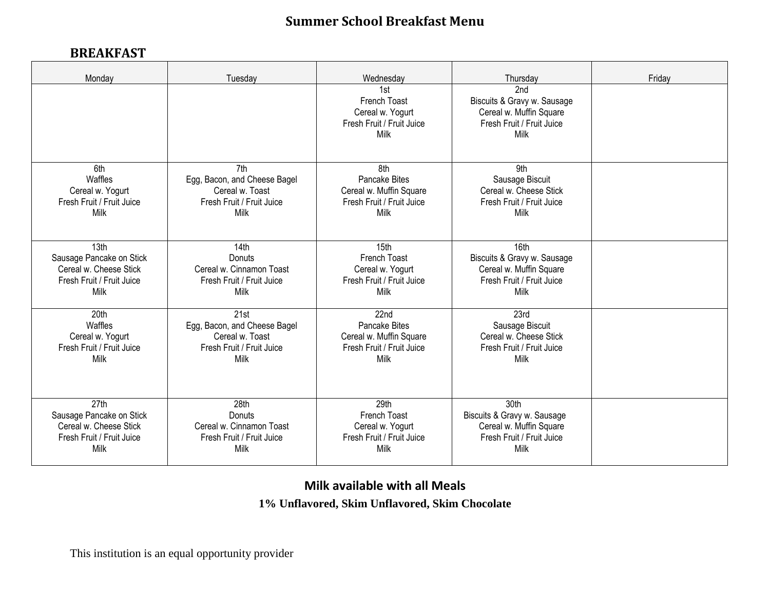# Summer School Breakfast Menu

## BREAKFAST

| Monday | Tuesday | Wednesday | Thursday | Friday |
|---|---|---|---|---|
| | | 1st<br>French Toast<br>Cereal w. Yogurt<br>Fresh Fruit / Fruit Juice<br>Milk | 2nd<br>Biscuits & Gravy w. Sausage<br>Cereal w. Muffin Square<br>Fresh Fruit / Fruit Juice<br>Milk | |
| 6th<br>Waffles<br>Cereal w. Yogurt<br>Fresh Fruit / Fruit Juice<br>Milk | 7th<br>Egg, Bacon, and Cheese Bagel<br>Cereal w. Toast<br>Fresh Fruit / Fruit Juice<br>Milk | 8th<br>Pancake Bites<br>Cereal w. Muffin Square<br>Fresh Fruit / Fruit Juice<br>Milk | 9th<br>Sausage Biscuit<br>Cereal w. Cheese Stick<br>Fresh Fruit / Fruit Juice<br>Milk | |
| 13th<br>Sausage Pancake on Stick<br>Cereal w. Cheese Stick<br>Fresh Fruit / Fruit Juice<br>Milk | 14th<br>Donuts<br>Cereal w. Cinnamon Toast<br>Fresh Fruit / Fruit Juice<br>Milk | 15th<br>French Toast<br>Cereal w. Yogurt<br>Fresh Fruit / Fruit Juice<br>Milk | 16th<br>Biscuits & Gravy w. Sausage<br>Cereal w. Muffin Square<br>Fresh Fruit / Fruit Juice<br>Milk | |
| 20th<br>Waffles<br>Cereal w. Yogurt<br>Fresh Fruit / Fruit Juice<br>Milk | 21st<br>Egg, Bacon, and Cheese Bagel<br>Cereal w. Toast<br>Fresh Fruit / Fruit Juice<br>Milk | 22nd<br>Pancake Bites<br>Cereal w. Muffin Square<br>Fresh Fruit / Fruit Juice<br>Milk | 23rd<br>Sausage Biscuit<br>Cereal w. Cheese Stick<br>Fresh Fruit / Fruit Juice<br>Milk | |
| 27th<br>Sausage Pancake on Stick<br>Cereal w. Cheese Stick<br>Fresh Fruit / Fruit Juice<br>Milk | 28th<br>Donuts<br>Cereal w. Cinnamon Toast<br>Fresh Fruit / Fruit Juice<br>Milk | 29th<br>French Toast<br>Cereal w. Yogurt<br>Fresh Fruit / Fruit Juice<br>Milk | 30th<br>Biscuits & Gravy w. Sausage<br>Cereal w. Muffin Square<br>Fresh Fruit / Fruit Juice<br>Milk | |

**Milk available with all Meals**

**1% Unflavored, Skim Unflavored, Skim Chocolate**

This institution is an equal opportunity provider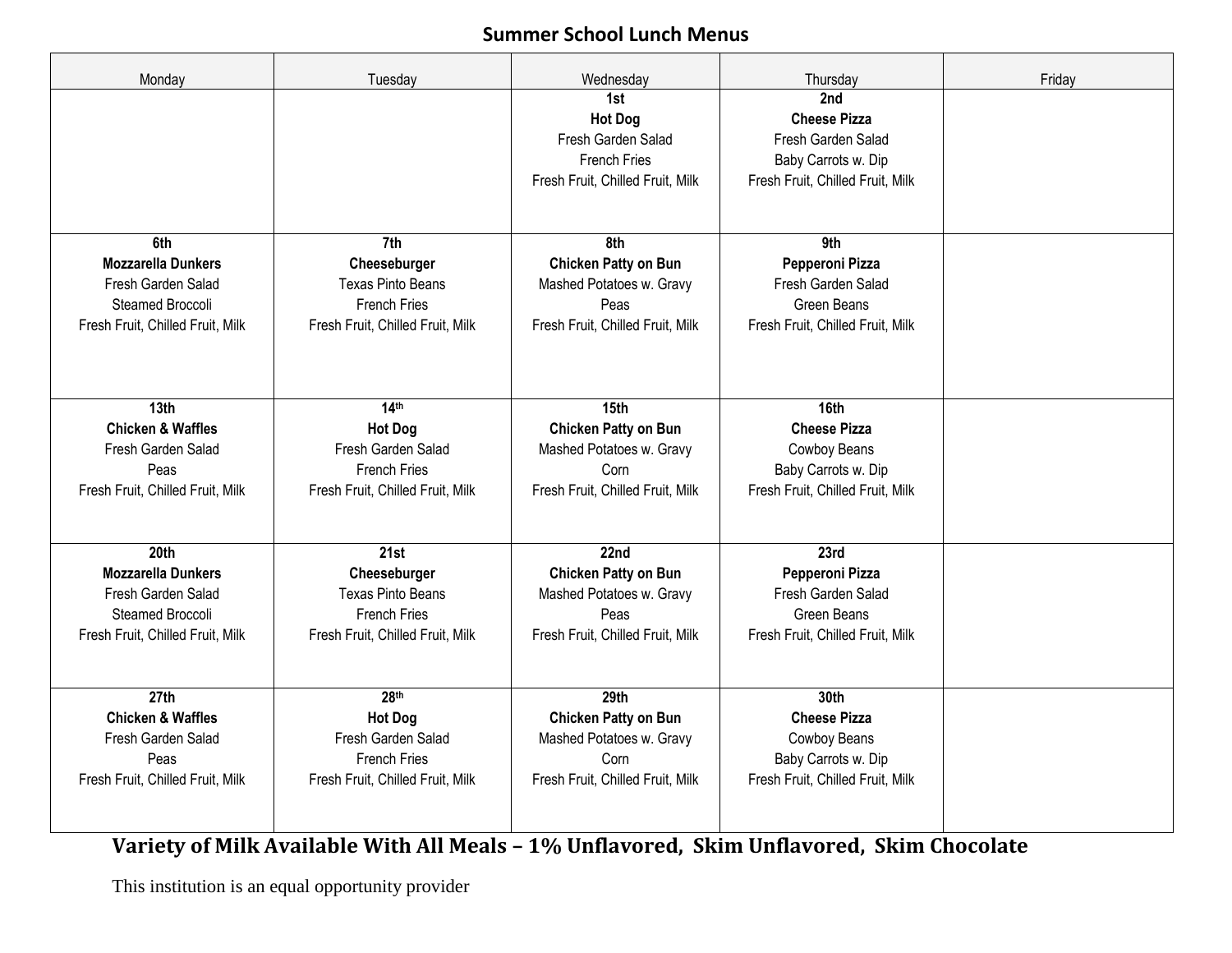## Summer School Lunch Menus

| Monday | Tuesday | Wednesday | Thursday | Friday |
|---|---|---|---|---|
| | | **1st**<br>**Hot Dog**<br>Fresh Garden Salad<br>French Fries<br>Fresh Fruit, Chilled Fruit, Milk | **2nd**<br>**Cheese Pizza**<br>Fresh Garden Salad<br>Baby Carrots w. Dip<br>Fresh Fruit, Chilled Fruit, Milk | |
| **6th**<br>**Mozzarella Dunkers**<br>Fresh Garden Salad<br>Steamed Broccoli<br>Fresh Fruit, Chilled Fruit, Milk | **7th**<br>**Cheeseburger**<br>Texas Pinto Beans<br>French Fries<br>Fresh Fruit, Chilled Fruit, Milk | **8th**<br>**Chicken Patty on Bun**<br>Mashed Potatoes w. Gravy<br>Peas<br>Fresh Fruit, Chilled Fruit, Milk | **9th**<br>**Pepperoni Pizza**<br>Fresh Garden Salad<br>Green Beans<br>Fresh Fruit, Chilled Fruit, Milk | |
| **13th**<br>**Chicken & Waffles**<br>Fresh Garden Salad<br>Peas<br>Fresh Fruit, Chilled Fruit, Milk | **14th**<br>**Hot Dog**<br>Fresh Garden Salad<br>French Fries<br>Fresh Fruit, Chilled Fruit, Milk | **15th**<br>**Chicken Patty on Bun**<br>Mashed Potatoes w. Gravy<br>Corn<br>Fresh Fruit, Chilled Fruit, Milk | **16th**<br>**Cheese Pizza**<br>Cowboy Beans<br>Baby Carrots w. Dip<br>Fresh Fruit, Chilled Fruit, Milk | |
| **20th**<br>**Mozzarella Dunkers**<br>Fresh Garden Salad<br>Steamed Broccoli<br>Fresh Fruit, Chilled Fruit, Milk | **21st**<br>**Cheeseburger**<br>Texas Pinto Beans<br>French Fries<br>Fresh Fruit, Chilled Fruit, Milk | **22nd**<br>**Chicken Patty on Bun**<br>Mashed Potatoes w. Gravy<br>Peas<br>Fresh Fruit, Chilled Fruit, Milk | **23rd**<br>**Pepperoni Pizza**<br>Fresh Garden Salad<br>Green Beans<br>Fresh Fruit, Chilled Fruit, Milk | |
| **27th**<br>**Chicken & Waffles**<br>Fresh Garden Salad<br>Peas<br>Fresh Fruit, Chilled Fruit, Milk | **28th**<br>**Hot Dog**<br>Fresh Garden Salad<br>French Fries<br>Fresh Fruit, Chilled Fruit, Milk | **29th**<br>**Chicken Patty on Bun**<br>Mashed Potatoes w. Gravy<br>Corn<br>Fresh Fruit, Chilled Fruit, Milk | **30th**<br>**Cheese Pizza**<br>Cowboy Beans<br>Baby Carrots w. Dip<br>Fresh Fruit, Chilled Fruit, Milk | |

**Variety of Milk Available With All Meals – 1% Unflavored, Skim Unflavored, Skim Chocolate**

This institution is an equal opportunity provider